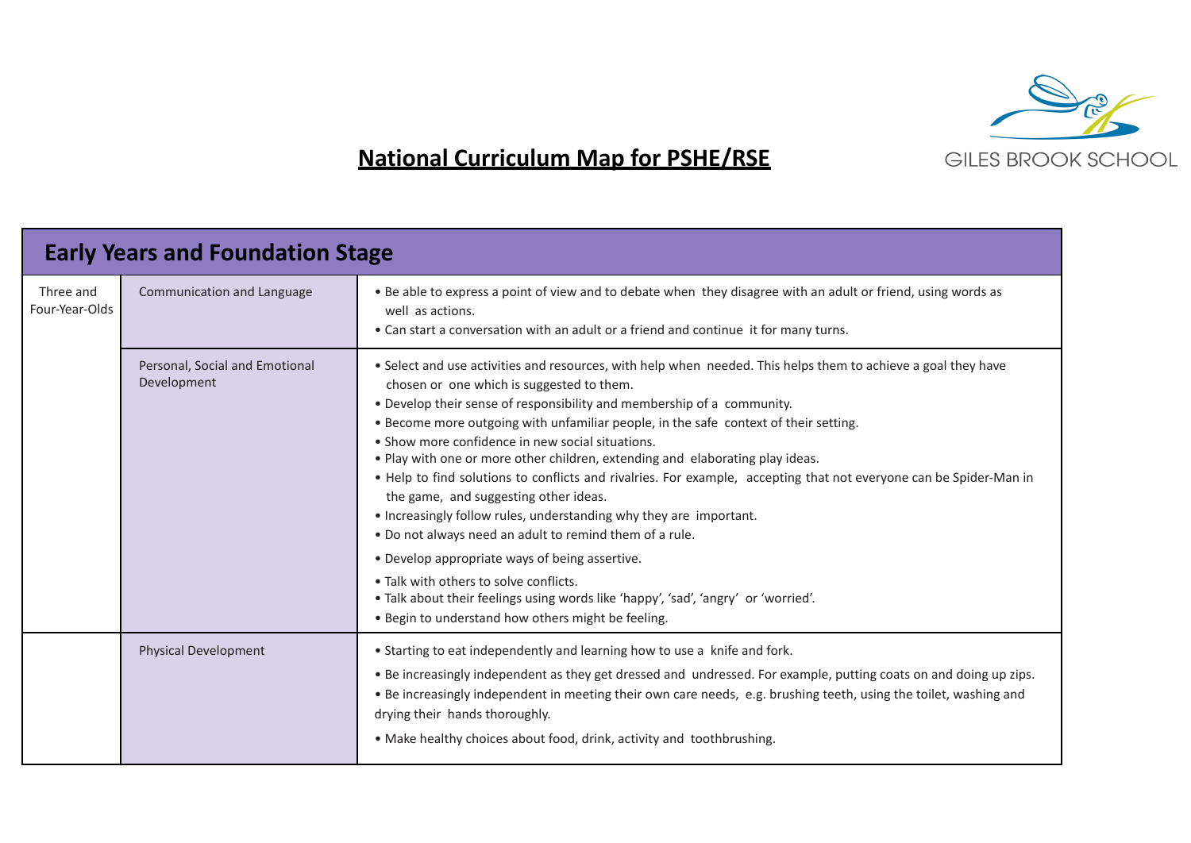# National Curriculum Map for PSHE/RSE

GILES BROOK SCHOOL

| Early Years and Foundation Stage | | |
|---|---|---|
| Three and Four-Year-Olds | Communication and Language | • Be able to express a point of view and to debate when they disagree with an adult or friend, using words as well as actions.<br>• Can start a conversation with an adult or a friend and continue it for many turns. |
| | Personal, Social and Emotional Development | • Select and use activities and resources, with help when needed. This helps them to achieve a goal they have chosen or one which is suggested to them.<br>• Develop their sense of responsibility and membership of a community.<br>• Become more outgoing with unfamiliar people, in the safe context of their setting.<br>• Show more confidence in new social situations.<br>• Play with one or more other children, extending and elaborating play ideas.<br>• Help to find solutions to conflicts and rivalries. For example, accepting that not everyone can be Spider-Man in the game, and suggesting other ideas.<br>• Increasingly follow rules, understanding why they are important.<br>• Do not always need an adult to remind them of a rule.<br>• Develop appropriate ways of being assertive.<br>• Talk with others to solve conflicts.<br>• Talk about their feelings using words like 'happy', 'sad', 'angry' or 'worried'.<br>• Begin to understand how others might be feeling. |
| | Physical Development | • Starting to eat independently and learning how to use a knife and fork.<br>• Be increasingly independent as they get dressed and undressed. For example, putting coats on and doing up zips.<br>• Be increasingly independent in meeting their own care needs, e.g. brushing teeth, using the toilet, washing and drying their hands thoroughly.<br>• Make healthy choices about food, drink, activity and toothbrushing. |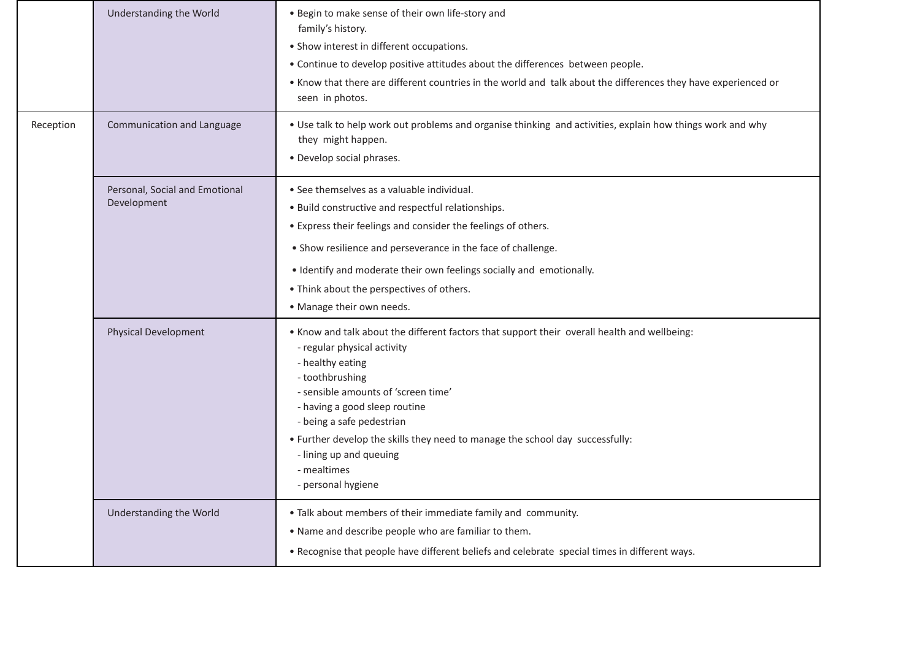|  |  |  |
| --- | --- | --- |
|  | Understanding the World | • Begin to make sense of their own life-story and family's history.<br>• Show interest in different occupations.<br>• Continue to develop positive attitudes about the differences between people.<br>• Know that there are different countries in the world and talk about the differences they have experienced or seen in photos. |
| Reception | Communication and Language | • Use talk to help work out problems and organise thinking and activities, explain how things work and why they might happen.<br>• Develop social phrases. |
|  | Personal, Social and Emotional Development | • See themselves as a valuable individual.<br>• Build constructive and respectful relationships.<br>• Express their feelings and consider the feelings of others.<br>• Show resilience and perseverance in the face of challenge.<br>• Identify and moderate their own feelings socially and emotionally.<br>• Think about the perspectives of others.<br>• Manage their own needs. |
|  | Physical Development | • Know and talk about the different factors that support their overall health and wellbeing:<br>- regular physical activity<br>- healthy eating<br>- toothbrushing<br>- sensible amounts of 'screen time'<br>- having a good sleep routine<br>- being a safe pedestrian<br>• Further develop the skills they need to manage the school day successfully:<br>- lining up and queuing<br>- mealtimes<br>- personal hygiene |
|  | Understanding the World | • Talk about members of their immediate family and community.<br>• Name and describe people who are familiar to them.<br>• Recognise that people have different beliefs and celebrate special times in different ways. |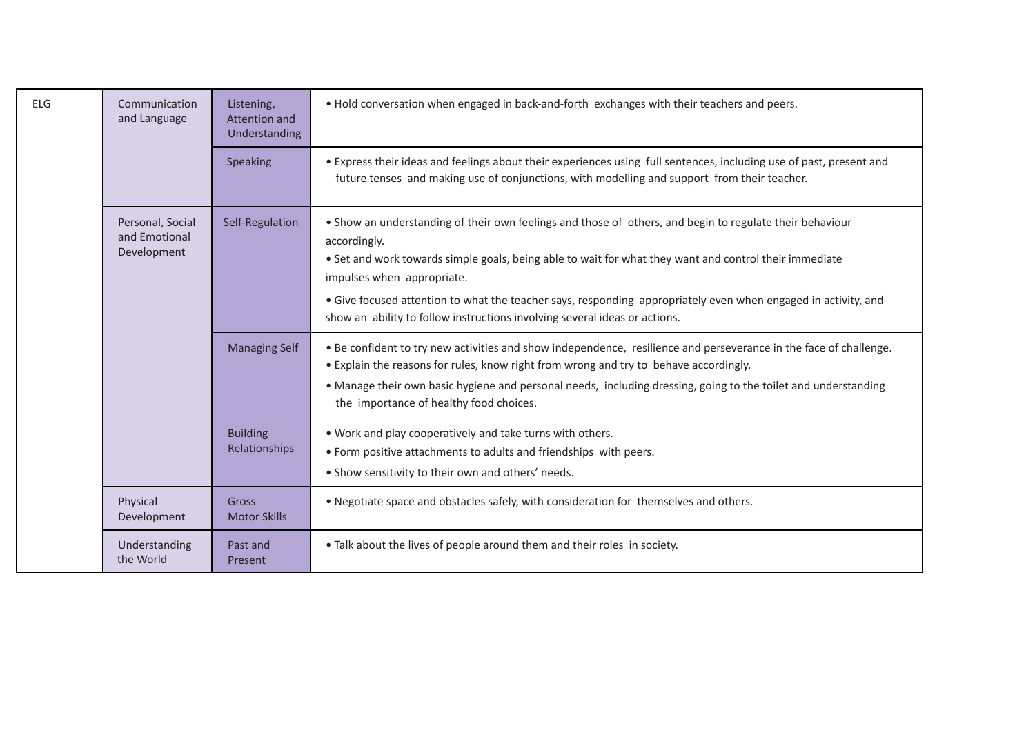| | | | |
|---|---|---|---|
| ELG | Communication and Language | Listening, Attention and Understanding | • Hold conversation when engaged in back-and-forth exchanges with their teachers and peers. |
| | | Speaking | • Express their ideas and feelings about their experiences using full sentences, including use of past, present and future tenses and making use of conjunctions, with modelling and support from their teacher. |
| | Personal, Social and Emotional Development | Self-Regulation | • Show an understanding of their own feelings and those of others, and begin to regulate their behaviour accordingly.<br>• Set and work towards simple goals, being able to wait for what they want and control their immediate impulses when appropriate.<br>• Give focused attention to what the teacher says, responding appropriately even when engaged in activity, and show an ability to follow instructions involving several ideas or actions. |
| | | Managing Self | • Be confident to try new activities and show independence, resilience and perseverance in the face of challenge.<br>• Explain the reasons for rules, know right from wrong and try to behave accordingly.<br>• Manage their own basic hygiene and personal needs, including dressing, going to the toilet and understanding the importance of healthy food choices. |
| | | Building Relationships | • Work and play cooperatively and take turns with others.<br>• Form positive attachments to adults and friendships with peers.<br>• Show sensitivity to their own and others' needs. |
| | Physical Development | Gross Motor Skills | • Negotiate space and obstacles safely, with consideration for themselves and others. |
| | Understanding the World | Past and Present | • Talk about the lives of people around them and their roles in society. |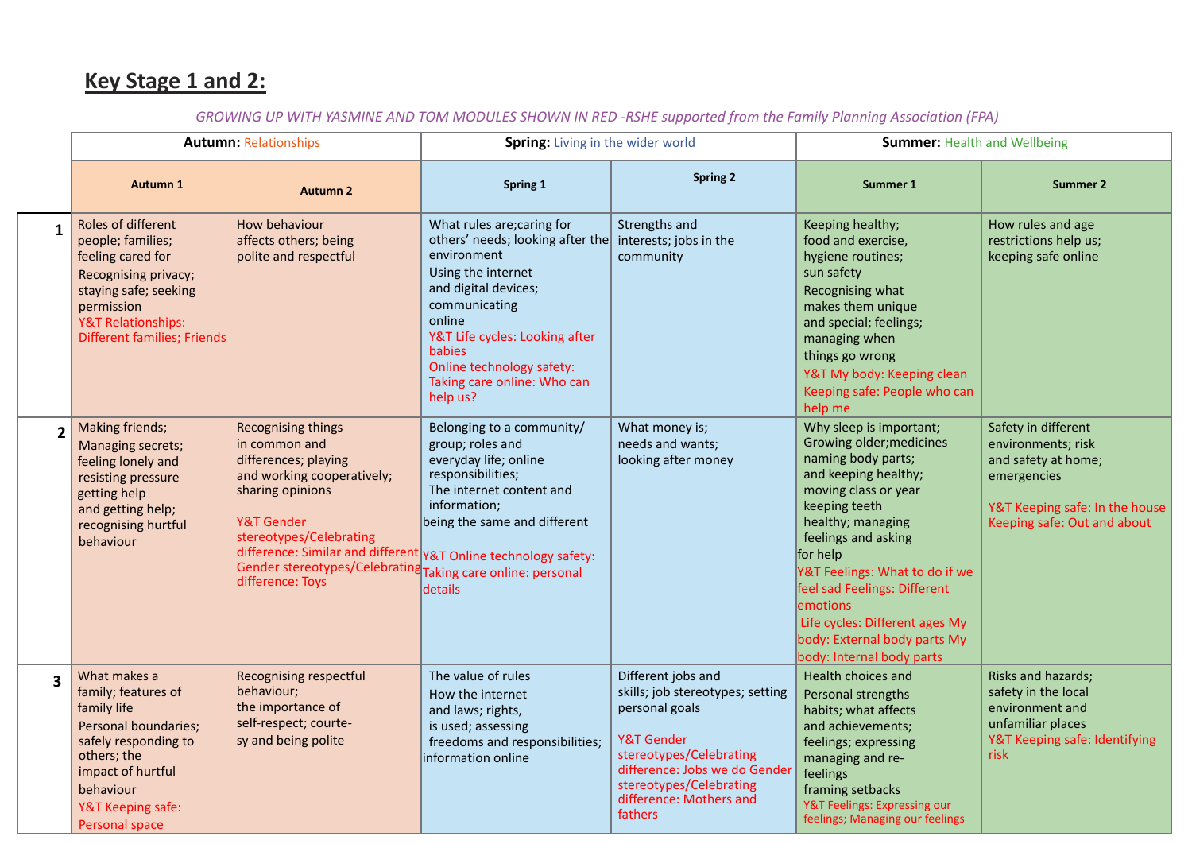## Key Stage 1 and 2:

*GROWING UP WITH YASMINE AND TOM MODULES SHOWN IN RED -RSHE supported from the Family Planning Association (FPA)*

| | **Autumn:** Relationships | | **Spring:** Living in the wider world | | **Summer:** Health and Wellbeing | |
|---|---|---|---|---|---|---|
| | **Autumn 1** | **Autumn 2** | **Spring 1** | **Spring 2** | **Summer 1** | **Summer 2** |
| **1** | Roles of different people; families; feeling cared for<br>Recognising privacy; staying safe; seeking permission<br>Y&T Relationships: Different families; Friends | How behaviour affects others; being polite and respectful | What rules are;caring for others' needs; looking after the environment<br>Using the internet and digital devices; communicating online<br>Y&T Life cycles: Looking after babies<br>Online technology safety: Taking care online: Who can help us? | Strengths and interests; jobs in the community | Keeping healthy; food and exercise, hygiene routines; sun safety<br>Recognising what makes them unique and special; feelings; managing when things go wrong<br>Y&T My body: Keeping clean<br>Keeping safe: People who can help me | How rules and age restrictions help us; keeping safe online |
| **2** | Making friends;<br>Managing secrets; feeling lonely and resisting pressure getting help and getting help; recognising hurtful behaviour | Recognising things in common and differences; playing and working cooperatively; sharing opinions<br>Y&T Gender stereotypes/Celebrating difference: Similar and different Gender stereotypes/Celebrating difference: Toys | Belonging to a community/ group; roles and everyday life; online responsibilities;<br>The internet content and information;<br>being the same and different<br>Y&T Online technology safety: Taking care online: personal details | What money is; needs and wants; looking after money | Why sleep is important; Growing older;medicines naming body parts; and keeping healthy; moving class or year keeping teeth healthy; managing feelings and asking for help<br>Y&T Feelings: What to do if we feel sad Feelings: Different emotions<br>Life cycles: Different ages My body: External body parts My body: Internal body parts | Safety in different environments; risk and safety at home; emergencies<br>Y&T Keeping safe: In the house Keeping safe: Out and about |
| **3** | What makes a family; features of family life<br>Personal boundaries; safely responding to others; the impact of hurtful behaviour<br>Y&T Keeping safe: Personal space | Recognising respectful behaviour; the importance of self-respect; courtesy and being polite | The value of rules<br>How the internet and laws; rights, is used; assessing freedoms and responsibilities; information online | Different jobs and skills; job stereotypes; setting personal goals<br>Y&T Gender stereotypes/Celebrating difference: Jobs we do Gender stereotypes/Celebrating difference: Mothers and fathers | Health choices and Personal strengths habits; what affects and achievements; feelings; expressing managing and re-feelings framing setbacks<br>Y&T Feelings: Expressing our feelings; Managing our feelings | Risks and hazards; safety in the local environment and unfamiliar places<br>Y&T Keeping safe: Identifying risk |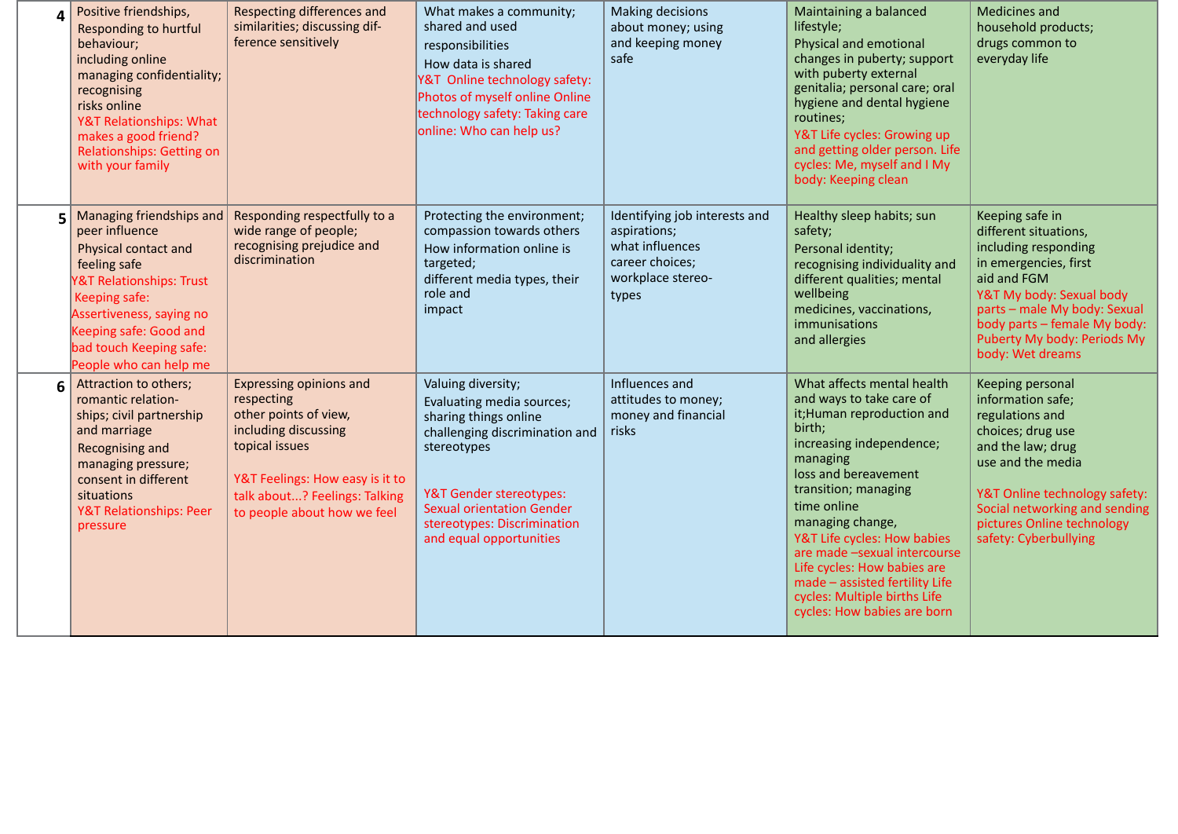| | | | | | | |
|---|---|---|---|---|---|---|
| 4 | Positive friendships, Responding to hurtful behaviour; including online managing confidentiality; recognising risks online Y&T Relationships: What makes a good friend? Relationships: Getting on with your family | Respecting differences and similarities; discussing difference sensitively | What makes a community; shared and used responsibilities How data is shared Y&T Online technology safety: Photos of myself online Online technology safety: Taking care online: Who can help us? | Making decisions about money; using and keeping money safe | Maintaining a balanced lifestyle; Physical and emotional changes in puberty; support with puberty external genitalia; personal care; oral hygiene and dental hygiene routines; Y&T Life cycles: Growing up and getting older person. Life cycles: Me, myself and I My body: Keeping clean | Medicines and household products; drugs common to everyday life |
| 5 | Managing friendships and peer influence Physical contact and feeling safe Y&T Relationships: Trust Keeping safe: Assertiveness, saying no Keeping safe: Good and bad touch Keeping safe: People who can help me | Responding respectfully to a wide range of people; recognising prejudice and discrimination | Protecting the environment; compassion towards others How information online is targeted; different media types, their role and impact | Identifying job interests and aspirations; what influences career choices; workplace stereotypes | Healthy sleep habits; sun safety; Personal identity; recognising individuality and different qualities; mental wellbeing medicines, vaccinations, immunisations and allergies | Keeping safe in different situations, including responding in emergencies, first aid and FGM Y&T My body: Sexual body parts – male My body: Sexual body parts – female My body: Puberty My body: Periods My body: Wet dreams |
| 6 | Attraction to others; romantic relationships; civil partnership and marriage Recognising and managing pressure; consent in different situations Y&T Relationships: Peer pressure | Expressing opinions and respecting other points of view, including discussing topical issues Y&T Feelings: How easy is it to talk about...? Feelings: Talking to people about how we feel | Valuing diversity; Evaluating media sources; sharing things online challenging discrimination and stereotypes Y&T Gender stereotypes: Sexual orientation Gender stereotypes: Discrimination and equal opportunities | Influences and attitudes to money; money and financial risks | What affects mental health and ways to take care of it;Human reproduction and birth; increasing independence; managing loss and bereavement transition; managing time online managing change, Y&T Life cycles: How babies are made –sexual intercourse Life cycles: How babies are made – assisted fertility Life cycles: Multiple births Life cycles: How babies are born | Keeping personal information safe; regulations and choices; drug use and the law; drug use and the media Y&T Online technology safety: Social networking and sending pictures Online technology safety: Cyberbullying |